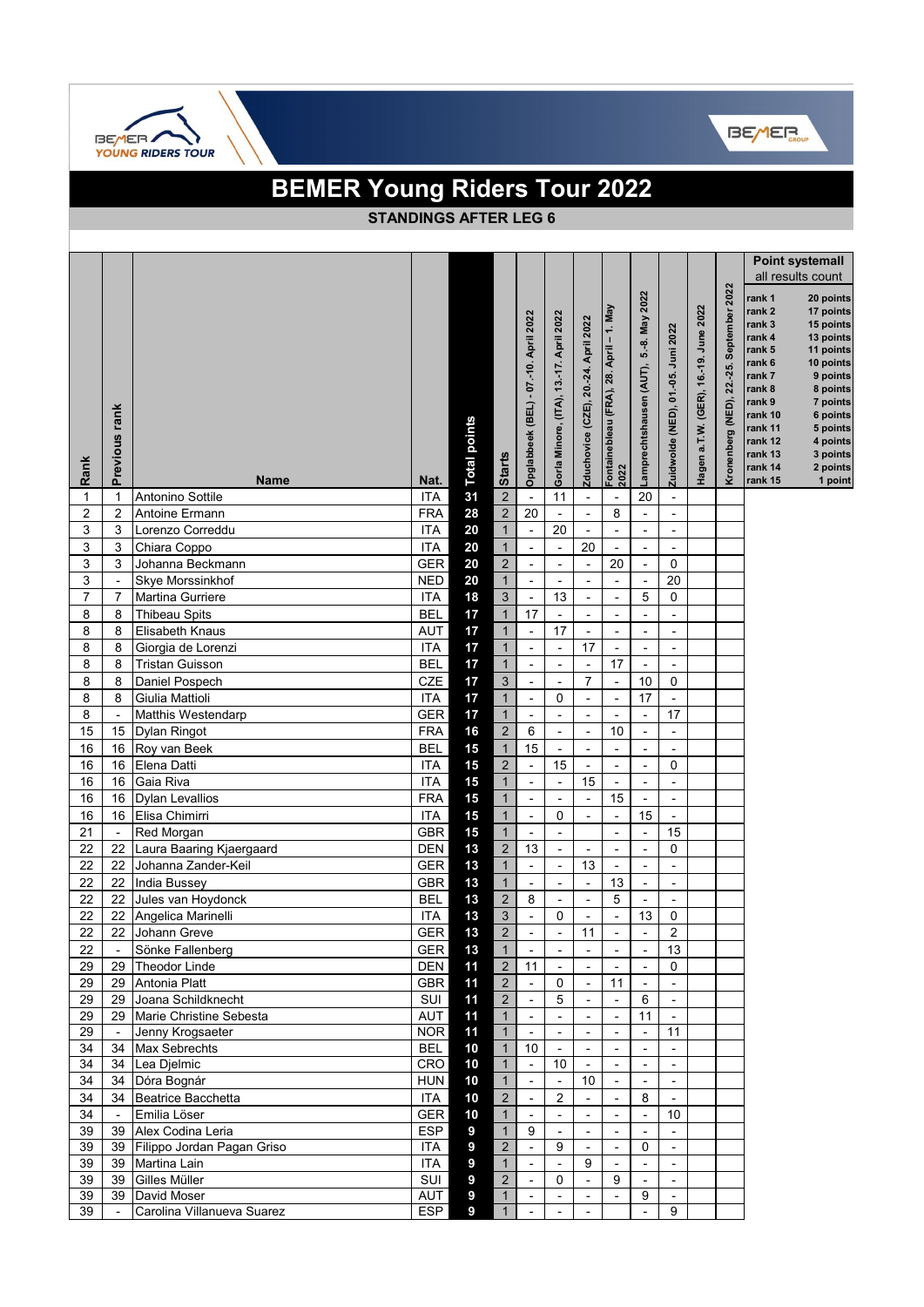# BEMER Young Riders Tour 2022

## STANDINGS AFTER LEG 6

| Rank | Previous rank | Name | Nat. | Total points | Starts | Opglabbeek (BEL) - 07.-10. April 2022 | Gorla Minore, (ITA), 13.-17. April 2022 | Zduchovice (CZE), 20.-24. April 2022 | Fontainebleau (FRA), 28. April – 1. May 2022 | Lamprechtshausen (AUT), 5.-8. May 2022 | Zuidwolde (NED), 01.-05. Juni 2022 | Hagen a.T.W. (GER), 16.-19. June 2022 | Kronenberg (NED), 22.-25. September 2022 |
|---|---|---|---|---|---|---|---|---|---|---|---|---|---|
| 1 | 1 | Antonino Sottile | ITA | 31 | 2 | - | 11 | - | - | 20 | - | | |
| 2 | 2 | Antoine Ermann | FRA | 28 | 2 | 20 | - | - | 8 | - | - | | |
| 3 | 3 | Lorenzo Correddu | ITA | 20 | 1 | - | 20 | - | - | - | - | | |
| 3 | 3 | Chiara Coppo | ITA | 20 | 1 | - | - | 20 | - | - | - | | |
| 3 | 3 | Johanna Beckmann | GER | 20 | 2 | - | - | - | 20 | - | 0 | | |
| 3 | - | Skye Morssinkhof | NED | 20 | 1 | - | - | - | - | - | 20 | | |
| 7 | 7 | Martina Gurriere | ITA | 18 | 3 | - | 13 | - | - | 5 | 0 | | |
| 8 | 8 | Thibeau Spits | BEL | 17 | 1 | 17 | - | - | - | - | - | | |
| 8 | 8 | Elisabeth Knaus | AUT | 17 | 1 | - | 17 | - | - | - | - | | |
| 8 | 8 | Giorgia de Lorenzi | ITA | 17 | 1 | - | - | 17 | - | - | - | | |
| 8 | 8 | Tristan Guisson | BEL | 17 | 1 | - | - | - | 17 | - | - | | |
| 8 | 8 | Daniel Pospech | CZE | 17 | 3 | - | - | 7 | - | 10 | 0 | | |
| 8 | 8 | Giulia Mattioli | ITA | 17 | 1 | - | 0 | - | - | 17 | - | | |
| 8 | - | Matthis Westendarp | GER | 17 | 1 | - | - | - | - | - | 17 | | |
| 15 | 15 | Dylan Ringot | FRA | 16 | 2 | 6 | - | - | 10 | - | - | | |
| 16 | 16 | Roy van Beek | BEL | 15 | 1 | 15 | - | - | - | - | - | | |
| 16 | 16 | Elena Datti | ITA | 15 | 2 | - | 15 | - | - | - | 0 | | |
| 16 | 16 | Gaia Riva | ITA | 15 | 1 | - | - | 15 | - | - | - | | |
| 16 | 16 | Dylan Levallios | FRA | 15 | 1 | - | - | - | 15 | - | - | | |
| 16 | 16 | Elisa Chimirri | ITA | 15 | 1 | - | 0 | - | - | 15 | - | | |
| 21 | - | Red Morgan | GBR | 15 | 1 | - | - | | - | - | 15 | | |
| 22 | 22 | Laura Baaring Kjaergaard | DEN | 13 | 2 | 13 | - | - | - | - | 0 | | |
| 22 | 22 | Johanna Zander-Keil | GER | 13 | 1 | - | - | 13 | - | - | - | | |
| 22 | 22 | India Bussey | GBR | 13 | 1 | - | - | - | 13 | - | - | | |
| 22 | 22 | Jules van Hoydonck | BEL | 13 | 2 | 8 | - | - | 5 | - | - | | |
| 22 | 22 | Angelica Marinelli | ITA | 13 | 3 | - | 0 | - | - | 13 | 0 | | |
| 22 | 22 | Johann Greve | GER | 13 | 2 | - | - | 11 | - | - | 2 | | |
| 22 | - | Sönke Fallenberg | GER | 13 | 1 | - | - | - | - | - | 13 | | |
| 29 | 29 | Theodor Linde | DEN | 11 | 2 | 11 | - | - | - | - | 0 | | |
| 29 | 29 | Antonia Platt | GBR | 11 | 2 | - | 0 | - | 11 | - | - | | |
| 29 | 29 | Joana Schildknecht | SUI | 11 | 2 | - | 5 | - | - | 6 | - | | |
| 29 | 29 | Marie Christine Sebesta | AUT | 11 | 1 | - | - | - | - | 11 | - | | |
| 29 | - | Jenny Krogsaeter | NOR | 11 | 1 | - | - | - | - | - | 11 | | |
| 34 | 34 | Max Sebrechts | BEL | 10 | 1 | 10 | - | - | - | - | - | | |
| 34 | 34 | Lea Djelmic | CRO | 10 | 1 | - | 10 | - | - | - | - | | |
| 34 | 34 | Dóra Bognár | HUN | 10 | 1 | - | - | 10 | - | - | - | | |
| 34 | 34 | Beatrice Bacchetta | ITA | 10 | 2 | - | 2 | - | - | 8 | - | | |
| 34 | - | Emilia Löser | GER | 10 | 1 | - | - | - | - | - | 10 | | |
| 39 | 39 | Alex Codina Leria | ESP | 9 | 1 | 9 | - | - | - | - | - | | |
| 39 | 39 | Filippo Jordan Pagan Griso | ITA | 9 | 2 | - | 9 | - | - | 0 | - | | |
| 39 | 39 | Martina Lain | ITA | 9 | 1 | - | - | 9 | - | - | - | | |
| 39 | 39 | Gilles Müller | SUI | 9 | 2 | - | 0 | - | 9 | - | - | | |
| 39 | 39 | David Moser | AUT | 9 | 1 | - | - | - | - | 9 | - | | |
| 39 | - | Carolina Villanueva Suarez | ESP | 9 | 1 | - | - | - | | - | 9 | | |

**Point systemall**
all results count

| Rank | Points |
|---|---|
| rank 1 | 20 points |
| rank 2 | 17 points |
| rank 3 | 15 points |
| rank 4 | 13 points |
| rank 5 | 11 points |
| rank 6 | 10 points |
| rank 7 | 9 points |
| rank 8 | 8 points |
| rank 9 | 7 points |
| rank 10 | 6 points |
| rank 11 | 5 points |
| rank 12 | 4 points |
| rank 13 | 3 points |
| rank 14 | 2 points |
| rank 15 | 1 point |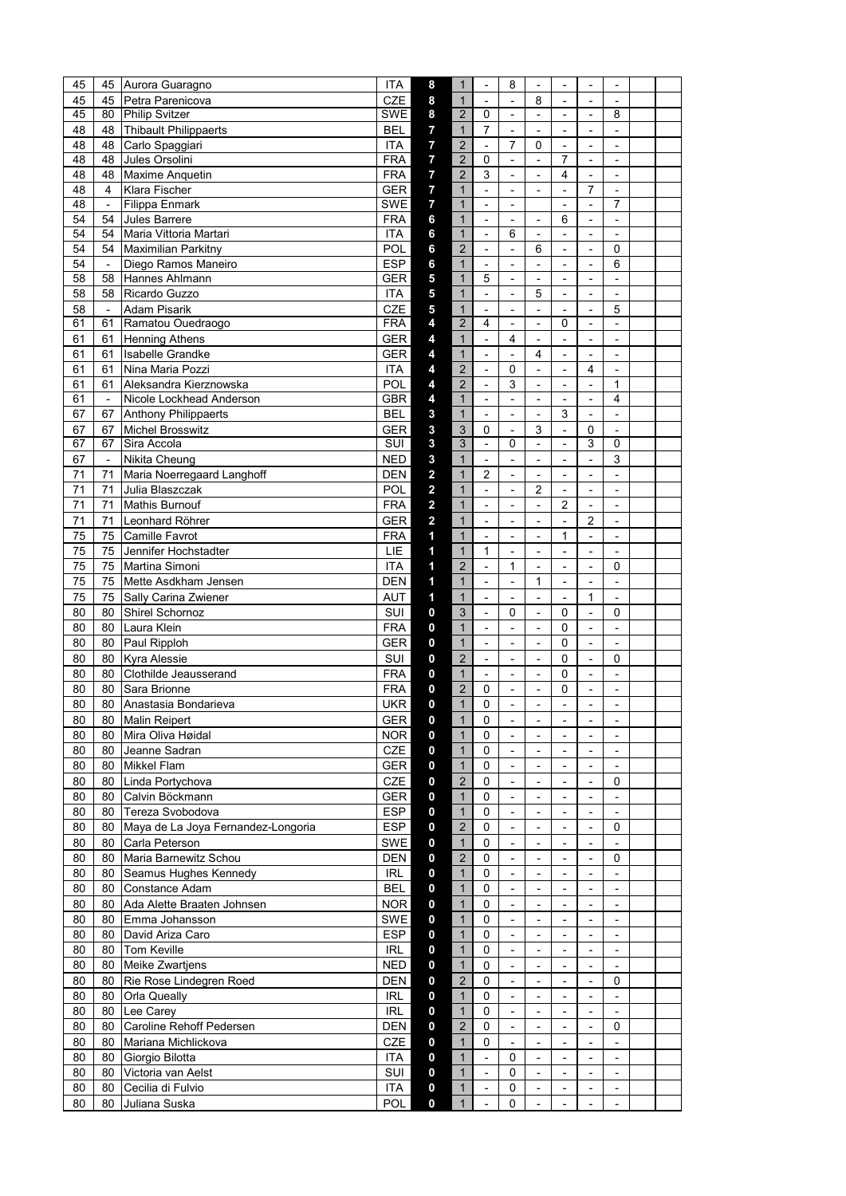| | | | | | | | | | | | | | |
|---|---|---|---|---|---|---|---|---|---|---|---|---|---|
| 45 | 45 | Aurora Guaragno | ITA | **8** | 1 | - | 8 | - | - | - | - | | |
| 45 | 45 | Petra Parenicova | CZE | **8** | 1 | - | - | 8 | - | - | - | | |
| 45 | 80 | Philip Svitzer | SWE | **8** | 2 | 0 | - | - | - | - | 8 | | |
| 48 | 48 | Thibault Philippaerts | BEL | **7** | 1 | 7 | - | - | - | - | - | | |
| 48 | 48 | Carlo Spaggiari | ITA | **7** | 2 | - | 7 | 0 | - | - | - | | |
| 48 | 48 | Jules Orsolini | FRA | **7** | 2 | 0 | - | - | 7 | - | - | | |
| 48 | 48 | Maxime Anquetin | FRA | **7** | 2 | 3 | - | - | 4 | - | - | | |
| 48 | 4 | Klara Fischer | GER | **7** | 1 | - | - | - | - | 7 | - | | |
| 48 | - | Filippa Enmark | SWE | **7** | 1 | - | - | | - | - | 7 | | |
| 54 | 54 | Jules Barrere | FRA | **6** | 1 | - | - | - | 6 | - | - | | |
| 54 | 54 | Maria Vittoria Martari | ITA | **6** | 1 | - | 6 | - | - | - | - | | |
| 54 | 54 | Maximilian Parkitny | POL | **6** | 2 | - | - | 6 | - | - | 0 | | |
| 54 | - | Diego Ramos Maneiro | ESP | **6** | 1 | - | - | - | - | - | 6 | | |
| 58 | 58 | Hannes Ahlmann | GER | **5** | 1 | 5 | - | - | - | - | - | | |
| 58 | 58 | Ricardo Guzzo | ITA | **5** | 1 | - | - | 5 | - | - | - | | |
| 58 | - | Adam Pisarik | CZE | **5** | 1 | - | - | - | - | - | 5 | | |
| 61 | 61 | Ramatou Ouedraogo | FRA | **4** | 2 | 4 | - | - | 0 | - | - | | |
| 61 | 61 | Henning Athens | GER | **4** | 1 | - | 4 | - | - | - | - | | |
| 61 | 61 | Isabelle Grandke | GER | **4** | 1 | - | - | 4 | - | - | - | | |
| 61 | 61 | Nina Maria Pozzi | ITA | **4** | 2 | - | 0 | - | - | 4 | - | | |
| 61 | 61 | Aleksandra Kierznowska | POL | **4** | 2 | - | 3 | - | - | - | 1 | | |
| 61 | - | Nicole Lockhead Anderson | GBR | **4** | 1 | - | - | - | - | - | 4 | | |
| 67 | 67 | Anthony Philippaerts | BEL | **3** | 1 | - | - | - | 3 | - | - | | |
| 67 | 67 | Michel Brosswitz | GER | **3** | 3 | 0 | - | 3 | - | 0 | - | | |
| 67 | 67 | Sira Accola | SUI | **3** | 3 | - | 0 | - | - | 3 | 0 | | |
| 67 | - | Nikita Cheung | NED | **3** | 1 | - | - | - | - | - | 3 | | |
| 71 | 71 | Maria Noerregaard Langhoff | DEN | **2** | 1 | 2 | - | - | - | - | - | | |
| 71 | 71 | Julia Blaszczak | POL | **2** | 1 | - | - | 2 | - | - | - | | |
| 71 | 71 | Mathis Burnouf | FRA | **2** | 1 | - | - | - | 2 | - | - | | |
| 71 | 71 | Leonhard Röhrer | GER | **2** | 1 | - | - | - | - | 2 | - | | |
| 75 | 75 | Camille Favrot | FRA | **1** | 1 | - | - | - | 1 | - | - | | |
| 75 | 75 | Jennifer Hochstadter | LIE | **1** | 1 | 1 | - | - | - | - | - | | |
| 75 | 75 | Martina Simoni | ITA | **1** | 2 | - | 1 | - | - | - | 0 | | |
| 75 | 75 | Mette Asdkham Jensen | DEN | **1** | 1 | - | - | 1 | - | - | - | | |
| 75 | 75 | Sally Carina Zwiener | AUT | **1** | 1 | - | - | - | - | 1 | - | | |
| 80 | 80 | Shirel Schornoz | SUI | **0** | 3 | - | 0 | - | 0 | - | 0 | | |
| 80 | 80 | Laura Klein | FRA | **0** | 1 | - | - | - | 0 | - | - | | |
| 80 | 80 | Paul Rippløh | GER | **0** | 1 | - | - | - | 0 | - | - | | |
| 80 | 80 | Kyra Alessie | SUI | **0** | 2 | - | - | - | 0 | - | 0 | | |
| 80 | 80 | Clothilde Jeausserand | FRA | **0** | 1 | - | - | - | 0 | - | - | | |
| 80 | 80 | Sara Brionne | FRA | **0** | 2 | 0 | - | - | 0 | - | - | | |
| 80 | 80 | Anastasia Bondarieva | UKR | **0** | 1 | 0 | - | - | - | - | - | | |
| 80 | 80 | Malin Reipert | GER | **0** | 1 | 0 | - | - | - | - | - | | |
| 80 | 80 | Mira Oliva Høidal | NOR | **0** | 1 | 0 | - | - | - | - | - | | |
| 80 | 80 | Jeanne Sadran | CZE | **0** | 1 | 0 | - | - | - | - | - | | |
| 80 | 80 | Mikkel Flam | GER | **0** | 1 | 0 | - | - | - | - | - | | |
| 80 | 80 | Linda Portychova | CZE | **0** | 2 | 0 | - | - | - | - | 0 | | |
| 80 | 80 | Calvin Böckmann | GER | **0** | 1 | 0 | - | - | - | - | - | | |
| 80 | 80 | Tereza Svobodova | ESP | **0** | 1 | 0 | - | - | - | - | - | | |
| 80 | 80 | Maya de La Joya Fernandez-Longoria | ESP | **0** | 2 | 0 | - | - | - | - | 0 | | |
| 80 | 80 | Carla Peterson | SWE | **0** | 1 | 0 | - | - | - | - | - | | |
| 80 | 80 | Maria Barnewitz Schou | DEN | **0** | 2 | 0 | - | - | - | - | 0 | | |
| 80 | 80 | Seamus Hughes Kennedy | IRL | **0** | 1 | 0 | - | - | - | - | - | | |
| 80 | 80 | Constance Adam | BEL | **0** | 1 | 0 | - | - | - | - | - | | |
| 80 | 80 | Ada Alette Braaten Johnsen | NOR | **0** | 1 | 0 | - | - | - | - | - | | |
| 80 | 80 | Emma Johansson | SWE | **0** | 1 | 0 | - | - | - | - | - | | |
| 80 | 80 | David Ariza Caro | ESP | **0** | 1 | 0 | - | - | - | - | - | | |
| 80 | 80 | Tom Keville | IRL | **0** | 1 | 0 | - | - | - | - | - | | |
| 80 | 80 | Meike Zwartjens | NED | **0** | 1 | 0 | - | - | - | - | - | | |
| 80 | 80 | Rie Rose Lindegren Roed | DEN | **0** | 2 | 0 | - | - | - | - | 0 | | |
| 80 | 80 | Orla Queally | IRL | **0** | 1 | 0 | - | - | - | - | - | | |
| 80 | 80 | Lee Carey | IRL | **0** | 1 | 0 | - | - | - | - | - | | |
| 80 | 80 | Caroline Rehoff Pedersen | DEN | **0** | 2 | 0 | - | - | - | - | 0 | | |
| 80 | 80 | Mariana Michlickova | CZE | **0** | 1 | 0 | - | - | - | - | - | | |
| 80 | 80 | Giorgio Bilotta | ITA | **0** | 1 | - | 0 | - | - | - | - | | |
| 80 | 80 | Victoria van Aelst | SUI | **0** | 1 | - | 0 | - | - | - | - | | |
| 80 | 80 | Cecilia di Fulvio | ITA | **0** | 1 | - | 0 | - | - | - | - | | |
| 80 | 80 | Juliana Suska | POL | **0** | 1 | - | 0 | - | - | - | - | | |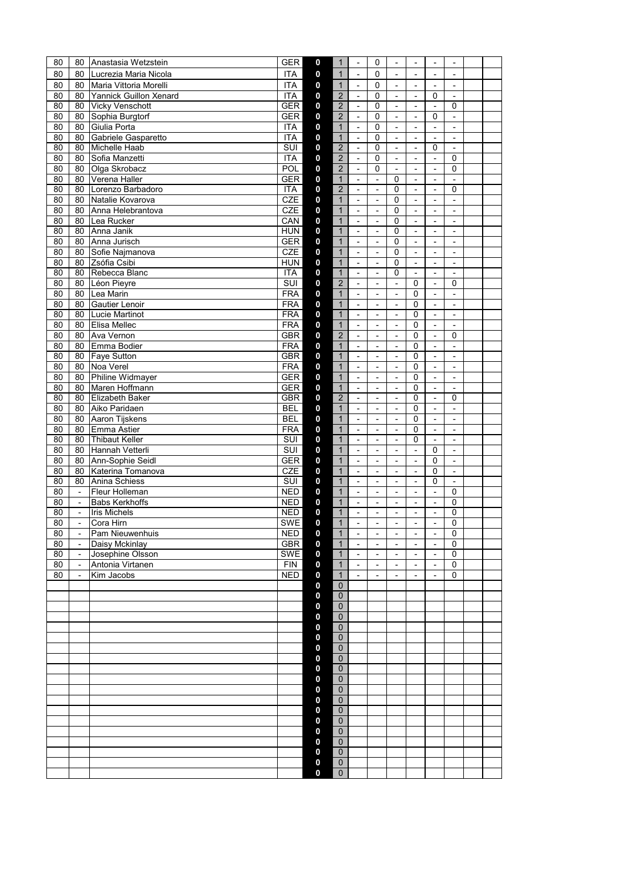| | | | | | | | | | | | | | |
|---|---|---|---|---|---|---|---|---|---|---|---|---|---|
| 80 | 80 | Anastasia Wetzstein | GER | **0** | 1 | - | 0 | - | - | - | - | | |
| 80 | 80 | Lucrezia Maria Nicola | ITA | **0** | 1 | - | 0 | - | - | - | - | | |
| 80 | 80 | Maria Vittoria Morelli | ITA | **0** | 1 | - | 0 | - | - | - | - | | |
| 80 | 80 | Yannick Guillon Xenard | ITA | **0** | 2 | - | 0 | - | - | 0 | - | | |
| 80 | 80 | Vicky Venschott | GER | **0** | 2 | - | 0 | - | - | - | 0 | | |
| 80 | 80 | Sophia Burgtorf | GER | **0** | 2 | - | 0 | - | - | 0 | - | | |
| 80 | 80 | Giulia Porta | ITA | **0** | 1 | - | 0 | - | - | - | - | | |
| 80 | 80 | Gabriele Gasparetto | ITA | **0** | 1 | - | 0 | - | - | - | - | | |
| 80 | 80 | Michelle Haab | SUI | **0** | 2 | - | 0 | - | - | 0 | - | | |
| 80 | 80 | Sofia Manzetti | ITA | **0** | 2 | - | 0 | - | - | - | 0 | | |
| 80 | 80 | Olga Skrobacz | POL | **0** | 2 | - | 0 | - | - | - | 0 | | |
| 80 | 80 | Verena Haller | GER | **0** | 1 | - | - | 0 | - | - | - | | |
| 80 | 80 | Lorenzo Barbadoro | ITA | **0** | 2 | - | - | 0 | - | - | 0 | | |
| 80 | 80 | Natalie Kovarova | CZE | **0** | 1 | - | - | 0 | - | - | - | | |
| 80 | 80 | Anna Helebrantova | CZE | **0** | 1 | - | - | 0 | - | - | - | | |
| 80 | 80 | Lea Rucker | CAN | **0** | 1 | - | - | 0 | - | - | - | | |
| 80 | 80 | Anna Janik | HUN | **0** | 1 | - | - | 0 | - | - | - | | |
| 80 | 80 | Anna Jurisch | GER | **0** | 1 | - | - | 0 | - | - | - | | |
| 80 | 80 | Sofie Najmanova | CZE | **0** | 1 | - | - | 0 | - | - | - | | |
| 80 | 80 | Zsófia Csibi | HUN | **0** | 1 | - | - | 0 | - | - | - | | |
| 80 | 80 | Rebecca Blanc | ITA | **0** | 1 | - | - | 0 | - | - | - | | |
| 80 | 80 | Léon Pieyre | SUI | **0** | 2 | - | - | - | 0 | - | 0 | | |
| 80 | 80 | Lea Marin | FRA | **0** | 1 | - | - | - | 0 | - | - | | |
| 80 | 80 | Gautier Lenoir | FRA | **0** | 1 | - | - | - | 0 | - | - | | |
| 80 | 80 | Lucie Martinot | FRA | **0** | 1 | - | - | - | 0 | - | - | | |
| 80 | 80 | Elisa Mellec | FRA | **0** | 1 | - | - | - | 0 | - | - | | |
| 80 | 80 | Ava Vernon | GBR | **0** | 2 | - | - | - | 0 | - | 0 | | |
| 80 | 80 | Emma Bodier | FRA | **0** | 1 | - | - | - | 0 | - | - | | |
| 80 | 80 | Faye Sutton | GBR | **0** | 1 | - | - | - | 0 | - | - | | |
| 80 | 80 | Noa Verel | FRA | **0** | 1 | - | - | - | 0 | - | - | | |
| 80 | 80 | Philine Widmayer | GER | **0** | 1 | - | - | - | 0 | - | - | | |
| 80 | 80 | Maren Hoffmann | GER | **0** | 1 | - | - | - | 0 | - | - | | |
| 80 | 80 | Elizabeth Baker | GBR | **0** | 2 | - | - | - | 0 | - | 0 | | |
| 80 | 80 | Aiko Paridaen | BEL | **0** | 1 | - | - | - | 0 | - | - | | |
| 80 | 80 | Aaron Tijskens | BEL | **0** | 1 | - | - | - | 0 | - | - | | |
| 80 | 80 | Emma Astier | FRA | **0** | 1 | - | - | - | 0 | - | - | | |
| 80 | 80 | Thibaut Keller | SUI | **0** | 1 | - | - | - | 0 | - | - | | |
| 80 | 80 | Hannah Vetterli | SUI | **0** | 1 | - | - | - | - | 0 | - | | |
| 80 | 80 | Ann-Sophie Seidl | GER | **0** | 1 | - | - | - | - | 0 | - | | |
| 80 | 80 | Katerina Tomanova | CZE | **0** | 1 | - | - | - | - | 0 | - | | |
| 80 | 80 | Anina Schiess | SUI | **0** | 1 | - | - | - | - | 0 | - | | |
| 80 | - | Fleur Holleman | NED | **0** | 1 | - | - | - | - | - | 0 | | |
| 80 | - | Babs Kerkhoffs | NED | **0** | 1 | - | - | - | - | - | 0 | | |
| 80 | - | Iris Michels | NED | **0** | 1 | - | - | - | - | - | 0 | | |
| 80 | - | Cora Hirn | SWE | **0** | 1 | - | - | - | - | - | 0 | | |
| 80 | - | Pam Nieuwenhuis | NED | **0** | 1 | - | - | - | - | - | 0 | | |
| 80 | - | Daisy Mckinlay | GBR | **0** | 1 | - | - | - | - | - | 0 | | |
| 80 | - | Josephine Olsson | SWE | **0** | 1 | - | - | - | - | - | 0 | | |
| 80 | - | Antonia Virtanen | FIN | **0** | 1 | - | - | - | - | - | 0 | | |
| 80 | - | Kim Jacobs | NED | **0** | 1 | - | - | - | - | - | 0 | | |
| | | | | **0** | 0 | | | | | | | | |
| | | | | **0** | 0 | | | | | | | | |
| | | | | **0** | 0 | | | | | | | | |
| | | | | **0** | 0 | | | | | | | | |
| | | | | **0** | 0 | | | | | | | | |
| | | | | **0** | 0 | | | | | | | | |
| | | | | **0** | 0 | | | | | | | | |
| | | | | **0** | 0 | | | | | | | | |
| | | | | **0** | 0 | | | | | | | | |
| | | | | **0** | 0 | | | | | | | | |
| | | | | **0** | 0 | | | | | | | | |
| | | | | **0** | 0 | | | | | | | | |
| | | | | **0** | 0 | | | | | | | | |
| | | | | **0** | 0 | | | | | | | | |
| | | | | **0** | 0 | | | | | | | | |
| | | | | **0** | 0 | | | | | | | | |
| | | | | **0** | 0 | | | | | | | | |
| | | | | **0** | 0 | | | | | | | | |
| | | | | **0** | 0 | | | | | | | | |